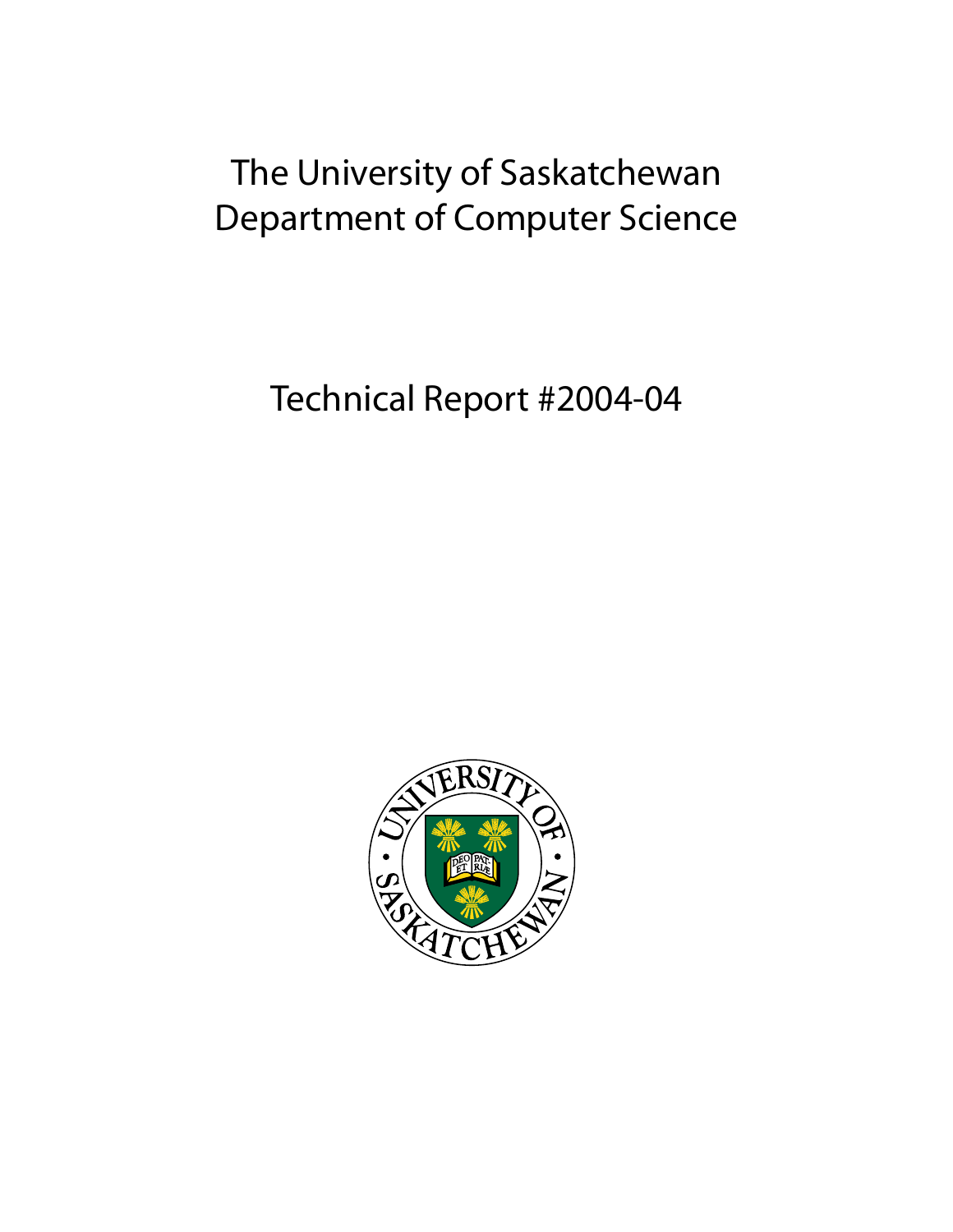# The University of Saskatchewan
# Department of Computer Science

## Technical Report #2004-04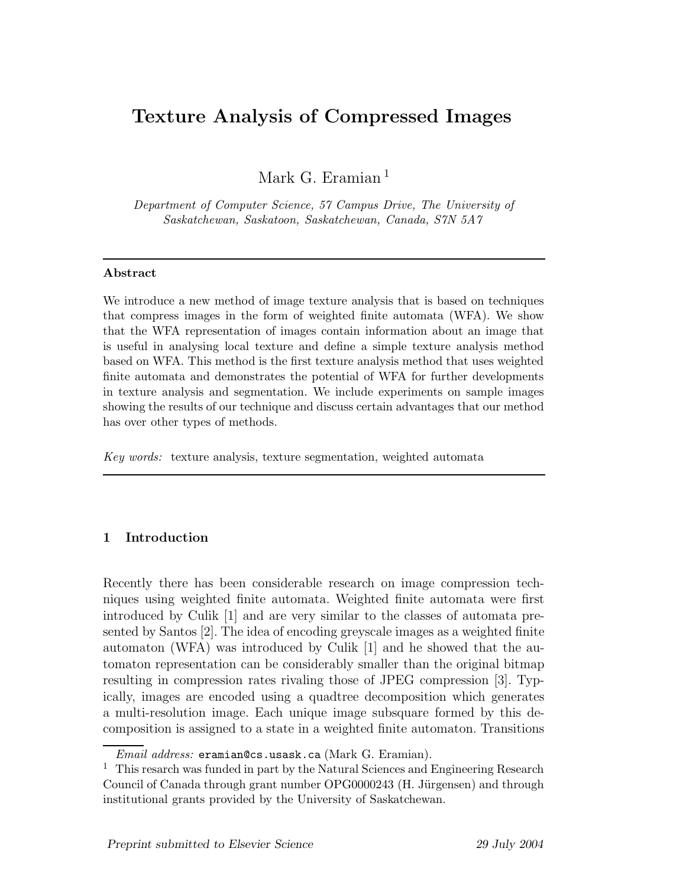# Texture Analysis of Compressed Images

Mark G. Eramian [1]

*Department of Computer Science, 57 Campus Drive, The University of Saskatchewan, Saskatoon, Saskatchewan, Canada, S7N 5A7*

---

**Abstract**

We introduce a new method of image texture analysis that is based on techniques that compress images in the form of weighted finite automata (WFA). We show that the WFA representation of images contain information about an image that is useful in analysing local texture and define a simple texture analysis method based on WFA. This method is the first texture analysis method that uses weighted finite automata and demonstrates the potential of WFA for further developments in texture analysis and segmentation. We include experiments on sample images showing the results of our technique and discuss certain advantages that our method has over other types of methods.

*Key words:* texture analysis, texture segmentation, weighted automata

---

## 1 Introduction

Recently there has been considerable research on image compression techniques using weighted finite automata. Weighted finite automata were first introduced by Culik [1] and are very similar to the classes of automata presented by Santos [2]. The idea of encoding greyscale images as a weighted finite automaton (WFA) was introduced by Culik [1] and he showed that the automaton representation can be considerably smaller than the original bitmap resulting in compression rates rivaling those of JPEG compression [3]. Typically, images are encoded using a quadtree decomposition which generates a multi-resolution image. Each unique image subsquare formed by this decomposition is assigned to a state in a weighted finite automaton. Transitions

---

*Email address:* `eramian@cs.usask.ca` (Mark G. Eramian).

[1] This resarch was funded in part by the Natural Sciences and Engineering Research Council of Canada through grant number OPG0000243 (H. Jürgensen) and through institutional grants provided by the University of Saskatchewan.

*Preprint submitted to Elsevier Science* — *29 July 2004*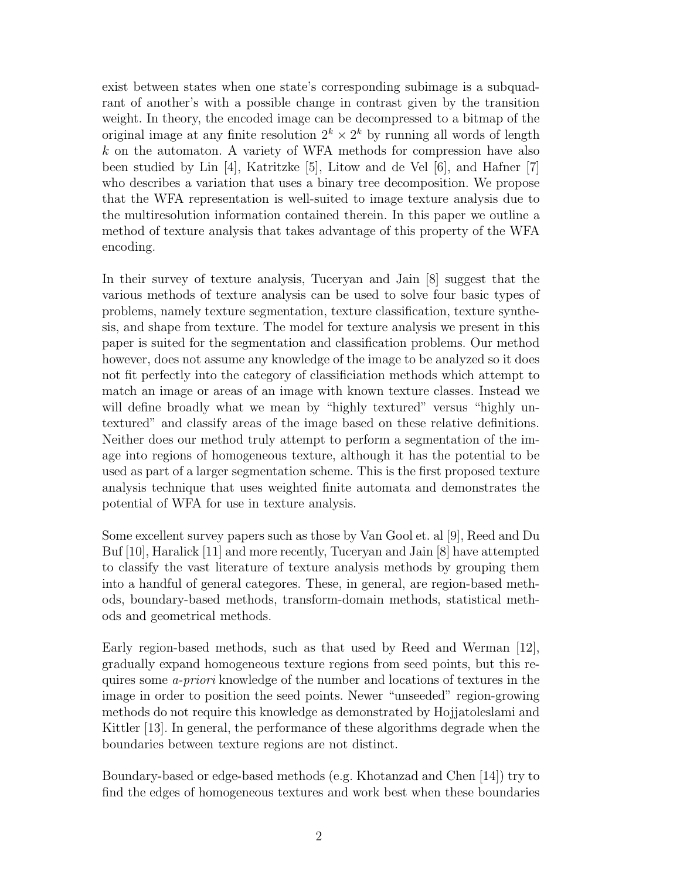exist between states when one state's corresponding subimage is a subquadrant of another's with a possible change in contrast given by the transition weight. In theory, the encoded image can be decompressed to a bitmap of the original image at any finite resolution $2^k \times 2^k$ by running all words of length $k$ on the automaton. A variety of WFA methods for compression have also been studied by Lin [4], Katritzke [5], Litow and de Vel [6], and Hafner [7] who describes a variation that uses a binary tree decomposition. We propose that the WFA representation is well-suited to image texture analysis due to the multiresolution information contained therein. In this paper we outline a method of texture analysis that takes advantage of this property of the WFA encoding.

In their survey of texture analysis, Tuceryan and Jain [8] suggest that the various methods of texture analysis can be used to solve four basic types of problems, namely texture segmentation, texture classification, texture synthesis, and shape from texture. The model for texture analysis we present in this paper is suited for the segmentation and classification problems. Our method however, does not assume any knowledge of the image to be analyzed so it does not fit perfectly into the category of classificiation methods which attempt to match an image or areas of an image with known texture classes. Instead we will define broadly what we mean by "highly textured" versus "highly untextured" and classify areas of the image based on these relative definitions. Neither does our method truly attempt to perform a segmentation of the image into regions of homogeneous texture, although it has the potential to be used as part of a larger segmentation scheme. This is the first proposed texture analysis technique that uses weighted finite automata and demonstrates the potential of WFA for use in texture analysis.

Some excellent survey papers such as those by Van Gool et. al [9], Reed and Du Buf [10], Haralick [11] and more recently, Tuceryan and Jain [8] have attempted to classify the vast literature of texture analysis methods by grouping them into a handful of general categores. These, in general, are region-based methods, boundary-based methods, transform-domain methods, statistical methods and geometrical methods.

Early region-based methods, such as that used by Reed and Werman [12], gradually expand homogeneous texture regions from seed points, but this requires some *a-priori* knowledge of the number and locations of textures in the image in order to position the seed points. Newer "unseeded" region-growing methods do not require this knowledge as demonstrated by Hojjatoleslami and Kittler [13]. In general, the performance of these algorithms degrade when the boundaries between texture regions are not distinct.

Boundary-based or edge-based methods (e.g. Khotanzad and Chen [14]) try to find the edges of homogeneous textures and work best when these boundaries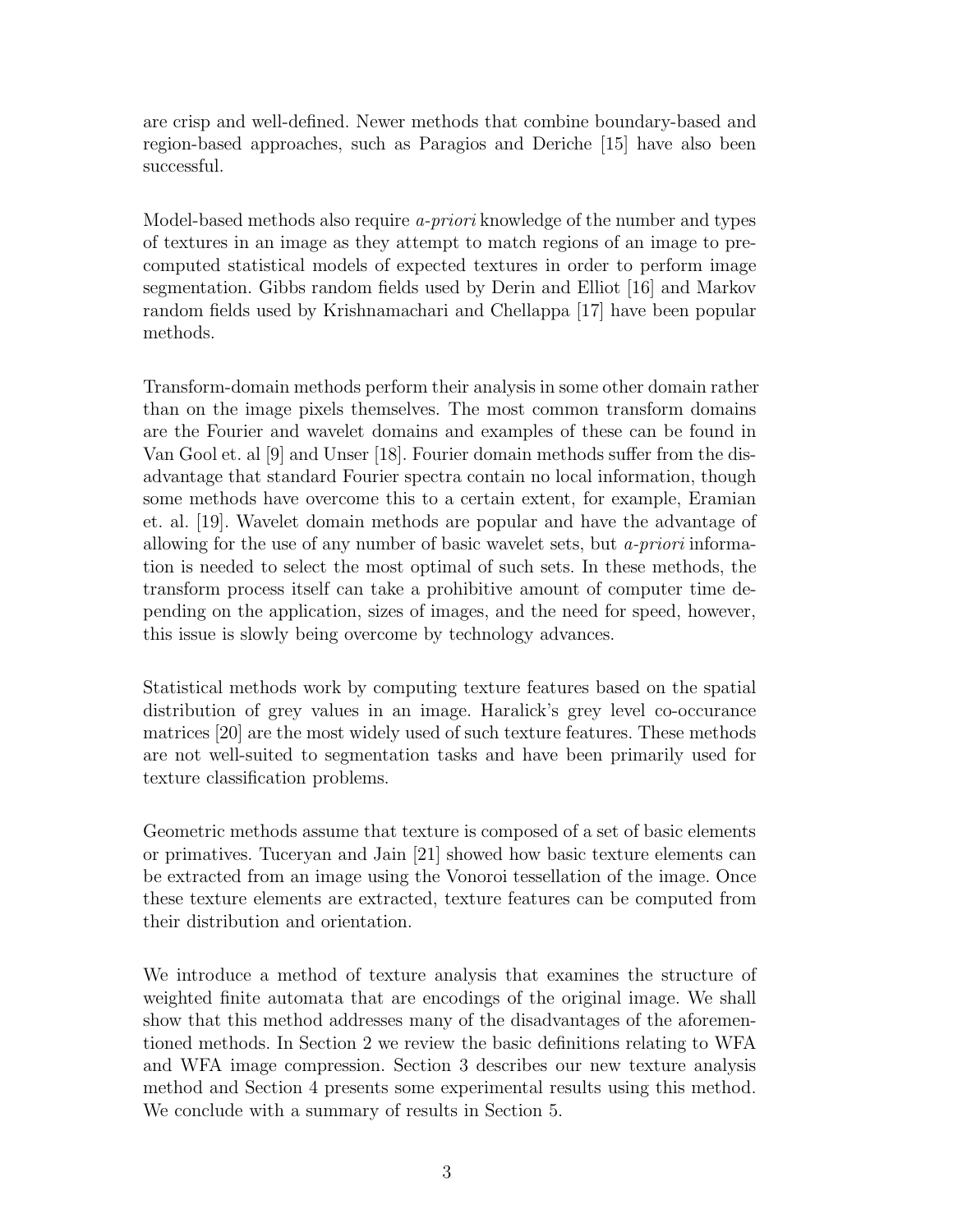are crisp and well-defined. Newer methods that combine boundary-based and region-based approaches, such as Paragios and Deriche [15] have also been successful.

Model-based methods also require *a-priori* knowledge of the number and types of textures in an image as they attempt to match regions of an image to pre-computed statistical models of expected textures in order to perform image segmentation. Gibbs random fields used by Derin and Elliot [16] and Markov random fields used by Krishnamachari and Chellappa [17] have been popular methods.

Transform-domain methods perform their analysis in some other domain rather than on the image pixels themselves. The most common transform domains are the Fourier and wavelet domains and examples of these can be found in Van Gool et. al [9] and Unser [18]. Fourier domain methods suffer from the disadvantage that standard Fourier spectra contain no local information, though some methods have overcome this to a certain extent, for example, Eramian et. al. [19]. Wavelet domain methods are popular and have the advantage of allowing for the use of any number of basic wavelet sets, but *a-priori* information is needed to select the most optimal of such sets. In these methods, the transform process itself can take a prohibitive amount of computer time depending on the application, sizes of images, and the need for speed, however, this issue is slowly being overcome by technology advances.

Statistical methods work by computing texture features based on the spatial distribution of grey values in an image. Haralick's grey level co-occurance matrices [20] are the most widely used of such texture features. These methods are not well-suited to segmentation tasks and have been primarily used for texture classification problems.

Geometric methods assume that texture is composed of a set of basic elements or primatives. Tuceryan and Jain [21] showed how basic texture elements can be extracted from an image using the Vonoroi tessellation of the image. Once these texture elements are extracted, texture features can be computed from their distribution and orientation.

We introduce a method of texture analysis that examines the structure of weighted finite automata that are encodings of the original image. We shall show that this method addresses many of the disadvantages of the aforementioned methods. In Section 2 we review the basic definitions relating to WFA and WFA image compression. Section 3 describes our new texture analysis method and Section 4 presents some experimental results using this method. We conclude with a summary of results in Section 5.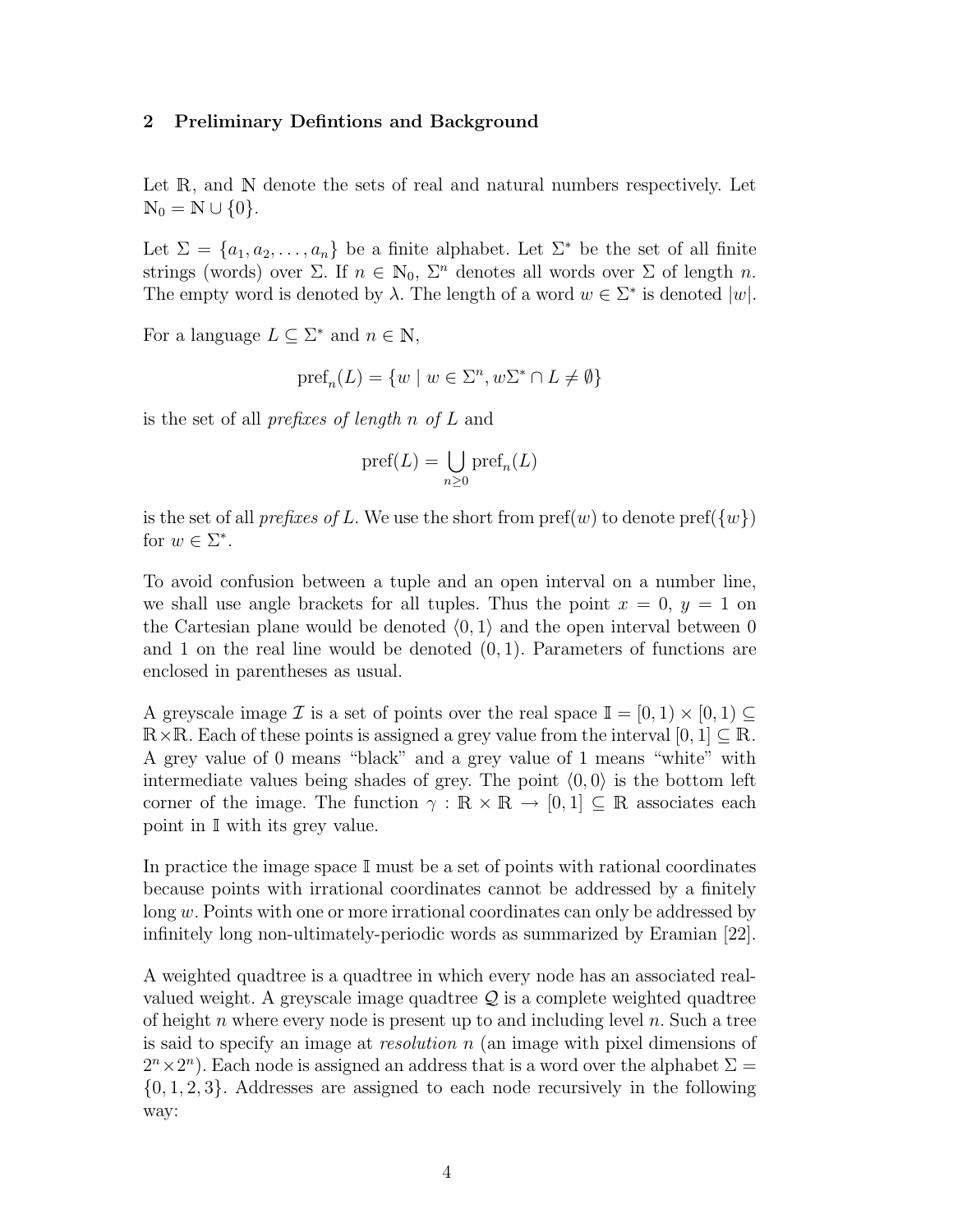## 2 Preliminary Defintions and Background

Let $\mathbb{R}$, and $\mathbb{N}$ denote the sets of real and natural numbers respectively. Let $\mathbb{N}_0 = \mathbb{N} \cup \{0\}$.

Let $\Sigma = \{a_1, a_2, \ldots, a_n\}$ be a finite alphabet. Let $\Sigma^*$ be the set of all finite strings (words) over $\Sigma$. If $n \in \mathbb{N}_0$, $\Sigma^n$ denotes all words over $\Sigma$ of length $n$. The empty word is denoted by $\lambda$. The length of a word $w \in \Sigma^*$ is denoted $|w|$.

For a language $L \subseteq \Sigma^*$ and $n \in \mathbb{N}$,

$$\text{pref}_n(L) = \{w \mid w \in \Sigma^n, w\Sigma^* \cap L \neq \emptyset\}$$

is the set of all *prefixes of length n of L* and

$$\text{pref}(L) = \bigcup_{n \geq 0} \text{pref}_n(L)$$

is the set of all *prefixes of L*. We use the short from pref$(w)$ to denote pref$(\{w\})$ for $w \in \Sigma^*$.

To avoid confusion between a tuple and an open interval on a number line, we shall use angle brackets for all tuples. Thus the point $x = 0$, $y = 1$ on the Cartesian plane would be denoted $\langle 0, 1\rangle$ and the open interval between 0 and 1 on the real line would be denoted $(0, 1)$. Parameters of functions are enclosed in parentheses as usual.

A greyscale image $\mathcal{I}$ is a set of points over the real space $\mathbb{I} = [0, 1) \times [0, 1) \subseteq \mathbb{R} \times \mathbb{R}$. Each of these points is assigned a grey value from the interval $[0, 1] \subseteq \mathbb{R}$. A grey value of 0 means "black" and a grey value of 1 means "white" with intermediate values being shades of grey. The point $\langle 0, 0\rangle$ is the bottom left corner of the image. The function $\gamma : \mathbb{R} \times \mathbb{R} \to [0, 1] \subseteq \mathbb{R}$ associates each point in $\mathbb{I}$ with its grey value.

In practice the image space $\mathbb{I}$ must be a set of points with rational coordinates because points with irrational coordinates cannot be addressed by a finitely long $w$. Points with one or more irrational coordinates can only be addressed by infinitely long non-ultimately-periodic words as summarized by Eramian [22].

A weighted quadtree is a quadtree in which every node has an associated real-valued weight. A greyscale image quadtree $\mathcal{Q}$ is a complete weighted quadtree of height $n$ where every node is present up to and including level $n$. Such a tree is said to specify an image at *resolution n* (an image with pixel dimensions of $2^n \times 2^n$). Each node is assigned an address that is a word over the alphabet $\Sigma = \{0, 1, 2, 3\}$. Addresses are assigned to each node recursively in the following way: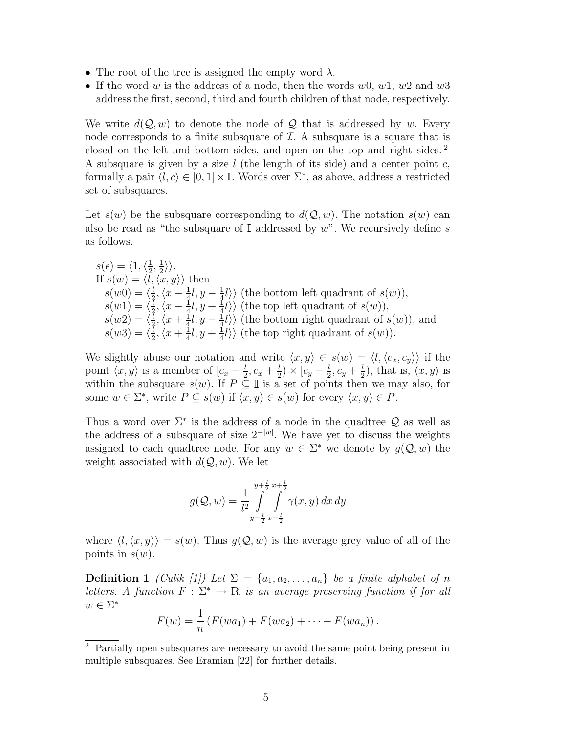- The root of the tree is assigned the empty word $\lambda$.
- If the word $w$ is the address of a node, then the words $w0$, $w1$, $w2$ and $w3$ address the first, second, third and fourth children of that node, respectively.

We write $d(\mathcal{Q}, w)$ to denote the node of $\mathcal{Q}$ that is addressed by $w$. Every node corresponds to a finite subsquare of $\mathcal{I}$. A subsquare is a square that is closed on the left and bottom sides, and open on the top and right sides. [2] A subsquare is given by a size $l$ (the length of its side) and a center point $c$, formally a pair $\langle l, c \rangle \in [0, 1] \times \mathbb{I}$. Words over $\Sigma^*$, as above, address a restricted set of subsquares.

Let $s(w)$ be the subsquare corresponding to $d(\mathcal{Q}, w)$. The notation $s(w)$ can also be read as "the subsquare of $\mathbb{I}$ addressed by $w$". We recursively define $s$ as follows.

$s(\epsilon) = \langle 1, \langle \frac{1}{2}, \frac{1}{2} \rangle \rangle$.
If $s(w) = \langle l, \langle x, y \rangle \rangle$ then
$s(w0) = \langle \frac{l}{2}, \langle x - \frac{1}{4}l, y - \frac{1}{4}l \rangle \rangle$ (the bottom left quadrant of $s(w)$),
$s(w1) = \langle \frac{l}{2}, \langle x - \frac{1}{4}l, y + \frac{1}{4}l \rangle \rangle$ (the top left quadrant of $s(w)$),
$s(w2) = \langle \frac{l}{2}, \langle x + \frac{1}{4}l, y - \frac{1}{4}l \rangle \rangle$ (the bottom right quadrant of $s(w)$), and
$s(w3) = \langle \frac{l}{2}, \langle x + \frac{1}{4}l, y + \frac{1}{4}l \rangle \rangle$ (the top right quadrant of $s(w)$).

We slightly abuse our notation and write $\langle x, y \rangle \in s(w) = \langle l, \langle c_x, c_y \rangle \rangle$ if the point $\langle x, y \rangle$ is a member of $[c_x - \frac{l}{2}, c_x + \frac{l}{2}) \times [c_y - \frac{l}{2}, c_y + \frac{l}{2})$, that is, $\langle x, y \rangle$ is within the subsquare $s(w)$. If $P \subseteq \mathbb{I}$ is a set of points then we may also, for some $w \in \Sigma^*$, write $P \subseteq s(w)$ if $\langle x, y \rangle \in s(w)$ for every $\langle x, y \rangle \in P$.

Thus a word over $\Sigma^*$ is the address of a node in the quadtree $\mathcal{Q}$ as well as the address of a subsquare of size $2^{-|w|}$. We have yet to discuss the weights assigned to each quadtree node. For any $w \in \Sigma^*$ we denote by $g(\mathcal{Q}, w)$ the weight associated with $d(\mathcal{Q}, w)$. We let

$$g(\mathcal{Q}, w) = \frac{1}{l^2} \int_{y-\frac{l}{2}}^{y+\frac{l}{2}} \int_{x-\frac{l}{2}}^{x+\frac{l}{2}} \gamma(x, y)\, dx\, dy$$

where $\langle l, \langle x, y \rangle \rangle = s(w)$. Thus $g(\mathcal{Q}, w)$ is the average grey value of all of the points in $s(w)$.

**Definition 1** *(Culik [1]) Let $\Sigma = \{a_1, a_2, \ldots, a_n\}$ be a finite alphabet of $n$ letters. A function $F : \Sigma^* \to \mathbb{R}$ is an average preserving function if for all $w \in \Sigma^*$*

$$F(w) = \frac{1}{n} \left( F(wa_1) + F(wa_2) + \cdots + F(wa_n) \right).$$

[2] Partially open subsquares are necessary to avoid the same point being present in multiple subsquares. See Eramian [22] for further details.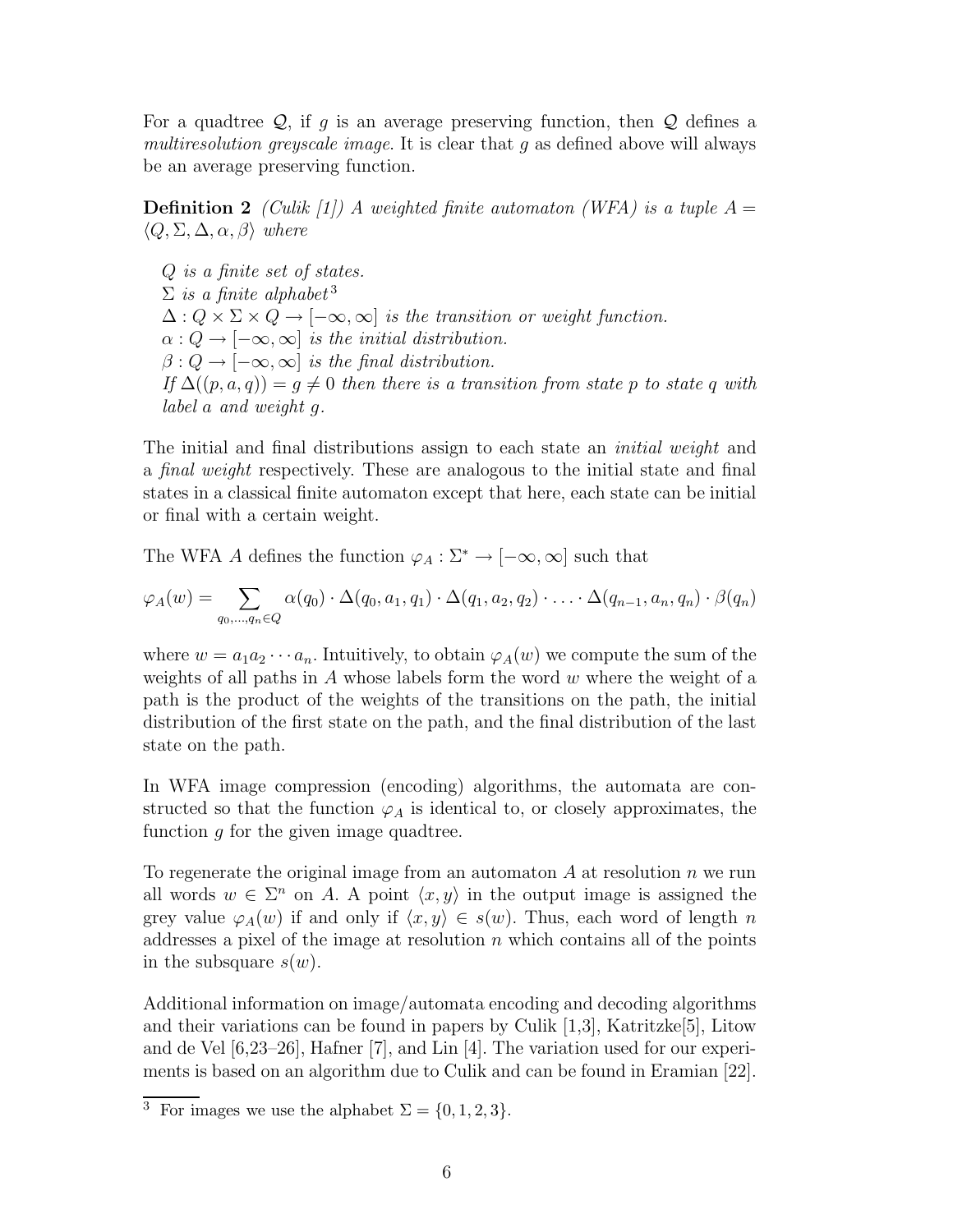For a quadtree $\mathcal{Q}$, if $g$ is an average preserving function, then $\mathcal{Q}$ defines a *multiresolution greyscale image*. It is clear that $g$ as defined above will always be an average preserving function.

**Definition 2** *(Culik [1]) A weighted finite automaton (WFA) is a tuple $A = \langle Q, \Sigma, \Delta, \alpha, \beta \rangle$ where*

*$Q$ is a finite set of states.*
*$\Sigma$ is a finite alphabet*[3]
*$\Delta : Q \times \Sigma \times Q \to [-\infty, \infty]$ is the transition or weight function.*
*$\alpha : Q \to [-\infty, \infty]$ is the initial distribution.*
*$\beta : Q \to [-\infty, \infty]$ is the final distribution.*
*If $\Delta((p, a, q)) = g \neq 0$ then there is a transition from state $p$ to state $q$ with label $a$ and weight $g$.*

The initial and final distributions assign to each state an *initial weight* and a *final weight* respectively. These are analogous to the initial state and final states in a classical finite automaton except that here, each state can be initial or final with a certain weight.

The WFA $A$ defines the function $\varphi_A : \Sigma^* \to [-\infty, \infty]$ such that

$$\varphi_A(w) = \sum_{q_0, \ldots, q_n \in Q} \alpha(q_0) \cdot \Delta(q_0, a_1, q_1) \cdot \Delta(q_1, a_2, q_2) \cdot \ldots \cdot \Delta(q_{n-1}, a_n, q_n) \cdot \beta(q_n)$$

where $w = a_1 a_2 \cdots a_n$. Intuitively, to obtain $\varphi_A(w)$ we compute the sum of the weights of all paths in $A$ whose labels form the word $w$ where the weight of a path is the product of the weights of the transitions on the path, the initial distribution of the first state on the path, and the final distribution of the last state on the path.

In WFA image compression (encoding) algorithms, the automata are constructed so that the function $\varphi_A$ is identical to, or closely approximates, the function $g$ for the given image quadtree.

To regenerate the original image from an automaton $A$ at resolution $n$ we run all words $w \in \Sigma^n$ on $A$. A point $\langle x, y \rangle$ in the output image is assigned the grey value $\varphi_A(w)$ if and only if $\langle x, y \rangle \in s(w)$. Thus, each word of length $n$ addresses a pixel of the image at resolution $n$ which contains all of the points in the subsquare $s(w)$.

Additional information on image/automata encoding and decoding algorithms and their variations can be found in papers by Culik [1,3], Katritzke[5], Litow and de Vel [6,23–26], Hafner [7], and Lin [4]. The variation used for our experiments is based on an algorithm due to Culik and can be found in Eramian [22].

[3] For images we use the alphabet $\Sigma = \{0, 1, 2, 3\}$.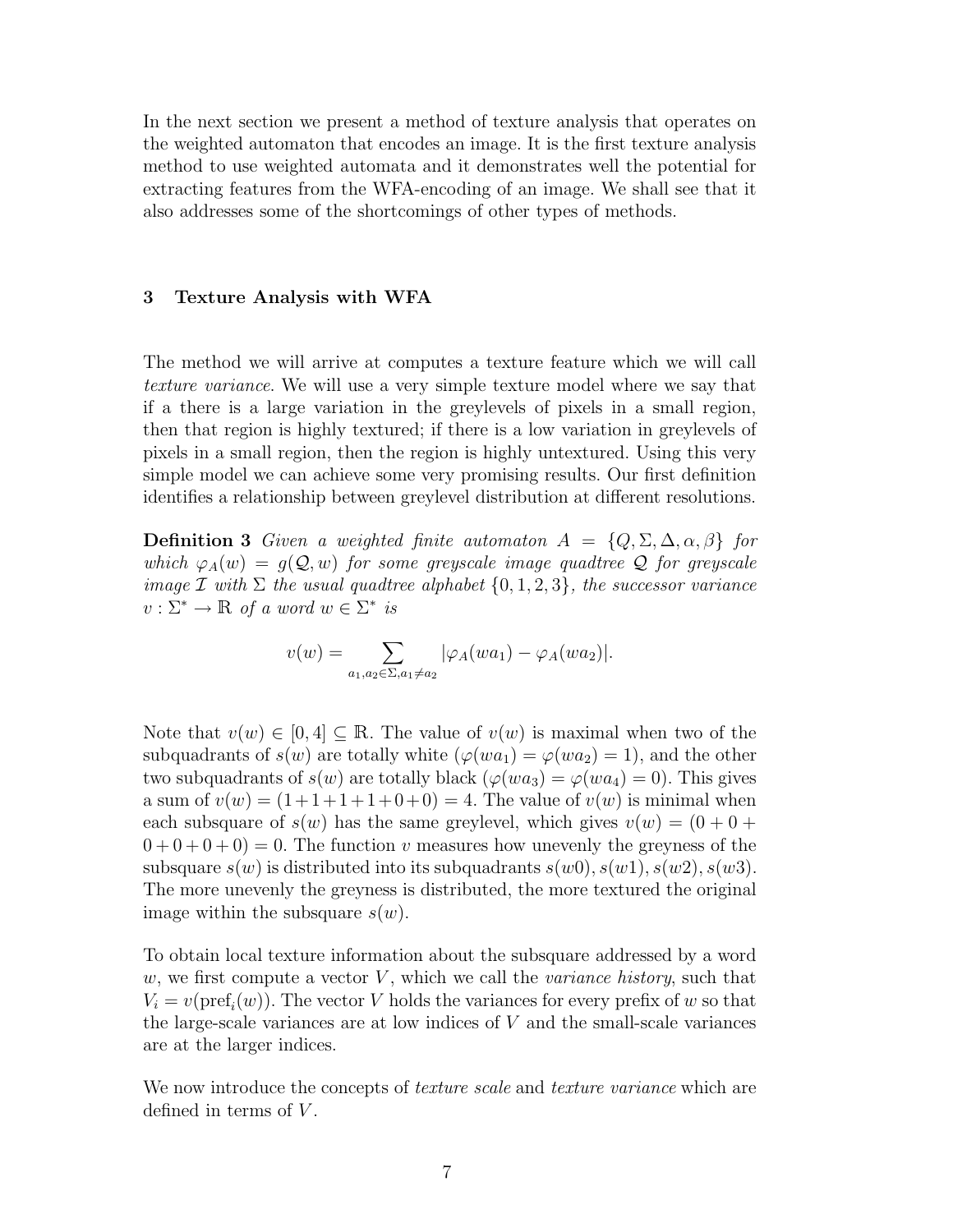In the next section we present a method of texture analysis that operates on the weighted automaton that encodes an image. It is the first texture analysis method to use weighted automata and it demonstrates well the potential for extracting features from the WFA-encoding of an image. We shall see that it also addresses some of the shortcomings of other types of methods.

## 3 Texture Analysis with WFA

The method we will arrive at computes a texture feature which we will call *texture variance*. We will use a very simple texture model where we say that if a there is a large variation in the greylevels of pixels in a small region, then that region is highly textured; if there is a low variation in greylevels of pixels in a small region, then the region is highly untextured. Using this very simple model we can achieve some very promising results. Our first definition identifies a relationship between greylevel distribution at different resolutions.

**Definition 3** *Given a weighted finite automaton $A = \{Q, \Sigma, \Delta, \alpha, \beta\}$ for which $\varphi_A(w) = g(\mathcal{Q}, w)$ for some greyscale image quadtree $\mathcal{Q}$ for greyscale image $\mathcal{I}$ with $\Sigma$ the usual quadtree alphabet $\{0, 1, 2, 3\}$, the successor variance $v : \Sigma^* \to \mathbb{R}$ of a word $w \in \Sigma^*$ is*

$$v(w) = \sum_{a_1, a_2 \in \Sigma, a_1 \neq a_2} |\varphi_A(wa_1) - \varphi_A(wa_2)|.$$

Note that $v(w) \in [0, 4] \subseteq \mathbb{R}$. The value of $v(w)$ is maximal when two of the subquadrants of $s(w)$ are totally white ($\varphi(wa_1) = \varphi(wa_2) = 1$), and the other two subquadrants of $s(w)$ are totally black ($\varphi(wa_3) = \varphi(wa_4) = 0$). This gives a sum of $v(w) = (1+1+1+1+0+0) = 4$. The value of $v(w)$ is minimal when each subsquare of $s(w)$ has the same greylevel, which gives $v(w) = (0 + 0 + 0 + 0 + 0 + 0) = 0$. The function $v$ measures how unevenly the greyness of the subsquare $s(w)$ is distributed into its subquadrants $s(w0), s(w1), s(w2), s(w3)$. The more unevenly the greyness is distributed, the more textured the original image within the subsquare $s(w)$.

To obtain local texture information about the subsquare addressed by a word $w$, we first compute a vector $V$, which we call the *variance history*, such that $V_i = v(\text{pref}_i(w))$. The vector $V$ holds the variances for every prefix of $w$ so that the large-scale variances are at low indices of $V$ and the small-scale variances are at the larger indices.

We now introduce the concepts of *texture scale* and *texture variance* which are defined in terms of $V$.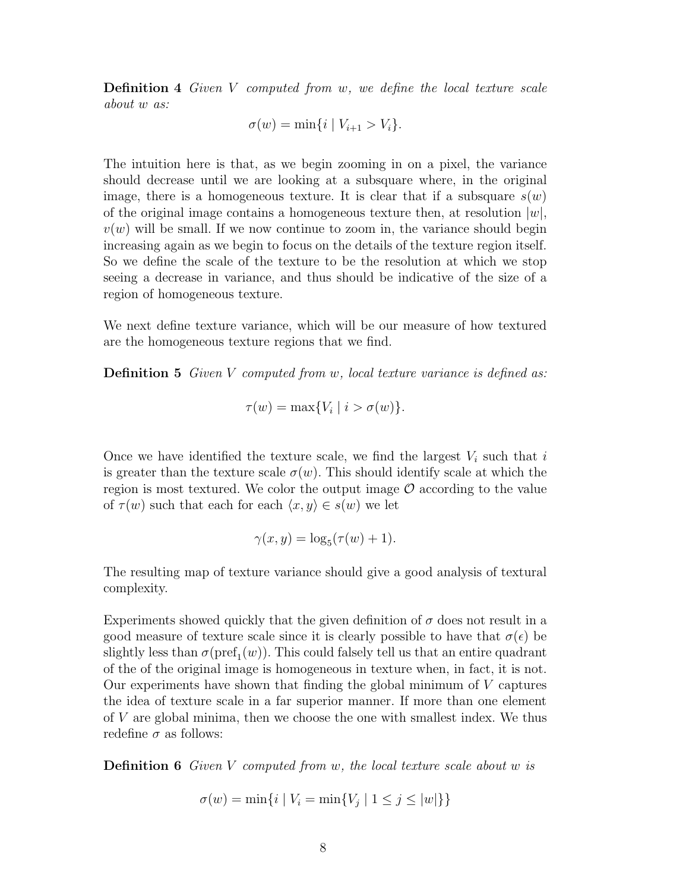**Definition 4** *Given $V$ computed from $w$, we define the local texture scale about $w$ as:*

$$\sigma(w) = \min\{i \mid V_{i+1} > V_i\}.$$

The intuition here is that, as we begin zooming in on a pixel, the variance should decrease until we are looking at a subsquare where, in the original image, there is a homogeneous texture. It is clear that if a subsquare $s(w)$ of the original image contains a homogeneous texture then, at resolution $|w|$, $v(w)$ will be small. If we now continue to zoom in, the variance should begin increasing again as we begin to focus on the details of the texture region itself. So we define the scale of the texture to be the resolution at which we stop seeing a decrease in variance, and thus should be indicative of the size of a region of homogeneous texture.

We next define texture variance, which will be our measure of how textured are the homogeneous texture regions that we find.

**Definition 5** *Given $V$ computed from $w$, local texture variance is defined as:*

$$\tau(w) = \max\{V_i \mid i > \sigma(w)\}.$$

Once we have identified the texture scale, we find the largest $V_i$ such that $i$ is greater than the texture scale $\sigma(w)$. This should identify scale at which the region is most textured. We color the output image $\mathcal{O}$ according to the value of $\tau(w)$ such that each for each $\langle x, y\rangle \in s(w)$ we let

$$\gamma(x, y) = \log_5(\tau(w) + 1).$$

The resulting map of texture variance should give a good analysis of textural complexity.

Experiments showed quickly that the given definition of $\sigma$ does not result in a good measure of texture scale since it is clearly possible to have that $\sigma(\epsilon)$ be slightly less than $\sigma(\mathrm{pref}_1(w))$. This could falsely tell us that an entire quadrant of the of the original image is homogeneous in texture when, in fact, it is not. Our experiments have shown that finding the global minimum of $V$ captures the idea of texture scale in a far superior manner. If more than one element of $V$ are global minima, then we choose the one with smallest index. We thus redefine $\sigma$ as follows:

**Definition 6** *Given $V$ computed from $w$, the local texture scale about $w$ is*

$$\sigma(w) = \min\{i \mid V_i = \min\{V_j \mid 1 \leq j \leq |w|\}\}$$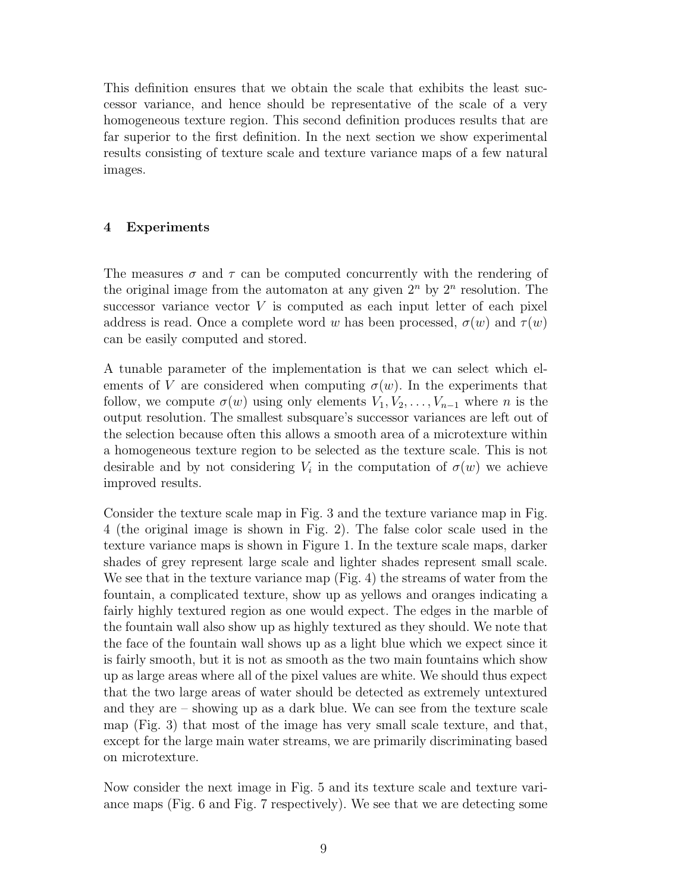This definition ensures that we obtain the scale that exhibits the least successor variance, and hence should be representative of the scale of a very homogeneous texture region. This second definition produces results that are far superior to the first definition. In the next section we show experimental results consisting of texture scale and texture variance maps of a few natural images.

## 4 Experiments

The measures $\sigma$ and $\tau$ can be computed concurrently with the rendering of the original image from the automaton at any given $2^n$ by $2^n$ resolution. The successor variance vector $V$ is computed as each input letter of each pixel address is read. Once a complete word $w$ has been processed, $\sigma(w)$ and $\tau(w)$ can be easily computed and stored.

A tunable parameter of the implementation is that we can select which elements of $V$ are considered when computing $\sigma(w)$. In the experiments that follow, we compute $\sigma(w)$ using only elements $V_1, V_2, \ldots, V_{n-1}$ where $n$ is the output resolution. The smallest subsquare's successor variances are left out of the selection because often this allows a smooth area of a microtexture within a homogeneous texture region to be selected as the texture scale. This is not desirable and by not considering $V_i$ in the computation of $\sigma(w)$ we achieve improved results.

Consider the texture scale map in Fig. 3 and the texture variance map in Fig. 4 (the original image is shown in Fig. 2). The false color scale used in the texture variance maps is shown in Figure 1. In the texture scale maps, darker shades of grey represent large scale and lighter shades represent small scale. We see that in the texture variance map (Fig. 4) the streams of water from the fountain, a complicated texture, show up as yellows and oranges indicating a fairly highly textured region as one would expect. The edges in the marble of the fountain wall also show up as highly textured as they should. We note that the face of the fountain wall shows up as a light blue which we expect since it is fairly smooth, but it is not as smooth as the two main fountains which show up as large areas where all of the pixel values are white. We should thus expect that the two large areas of water should be detected as extremely untextured and they are – showing up as a dark blue. We can see from the texture scale map (Fig. 3) that most of the image has very small scale texture, and that, except for the large main water streams, we are primarily discriminating based on microtexture.

Now consider the next image in Fig. 5 and its texture scale and texture variance maps (Fig. 6 and Fig. 7 respectively). We see that we are detecting some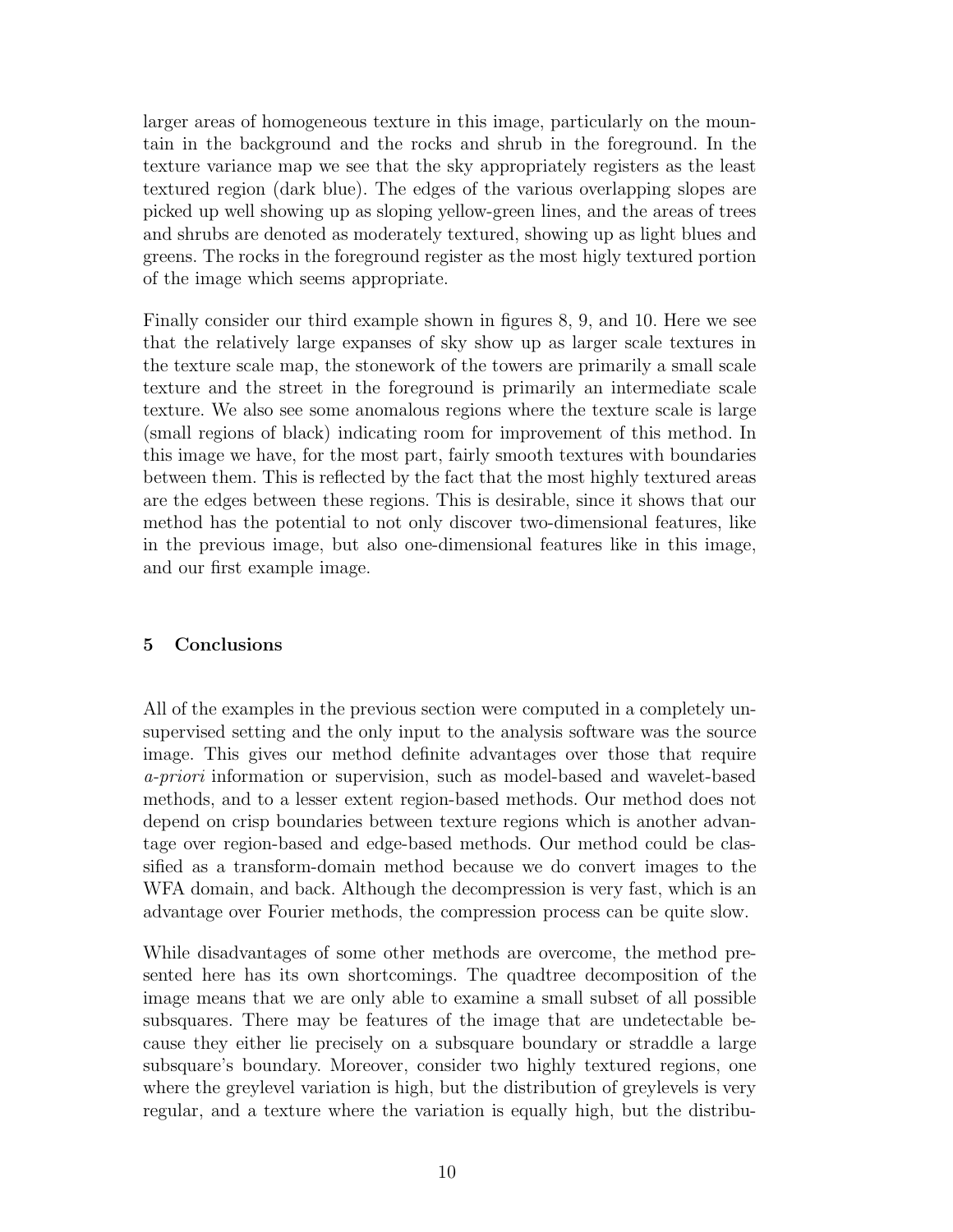larger areas of homogeneous texture in this image, particularly on the mountain in the background and the rocks and shrub in the foreground. In the texture variance map we see that the sky appropriately registers as the least textured region (dark blue). The edges of the various overlapping slopes are picked up well showing up as sloping yellow-green lines, and the areas of trees and shrubs are denoted as moderately textured, showing up as light blues and greens. The rocks in the foreground register as the most higly textured portion of the image which seems appropriate.

Finally consider our third example shown in figures 8, 9, and 10. Here we see that the relatively large expanses of sky show up as larger scale textures in the texture scale map, the stonework of the towers are primarily a small scale texture and the street in the foreground is primarily an intermediate scale texture. We also see some anomalous regions where the texture scale is large (small regions of black) indicating room for improvement of this method. In this image we have, for the most part, fairly smooth textures with boundaries between them. This is reflected by the fact that the most highly textured areas are the edges between these regions. This is desirable, since it shows that our method has the potential to not only discover two-dimensional features, like in the previous image, but also one-dimensional features like in this image, and our first example image.

## 5 Conclusions

All of the examples in the previous section were computed in a completely unsupervised setting and the only input to the analysis software was the source image. This gives our method definite advantages over those that require *a-priori* information or supervision, such as model-based and wavelet-based methods, and to a lesser extent region-based methods. Our method does not depend on crisp boundaries between texture regions which is another advantage over region-based and edge-based methods. Our method could be classified as a transform-domain method because we do convert images to the WFA domain, and back. Although the decompression is very fast, which is an advantage over Fourier methods, the compression process can be quite slow.

While disadvantages of some other methods are overcome, the method presented here has its own shortcomings. The quadtree decomposition of the image means that we are only able to examine a small subset of all possible subsquares. There may be features of the image that are undetectable because they either lie precisely on a subsquare boundary or straddle a large subsquare's boundary. Moreover, consider two highly textured regions, one where the greylevel variation is high, but the distribution of greylevels is very regular, and a texture where the variation is equally high, but the distribu-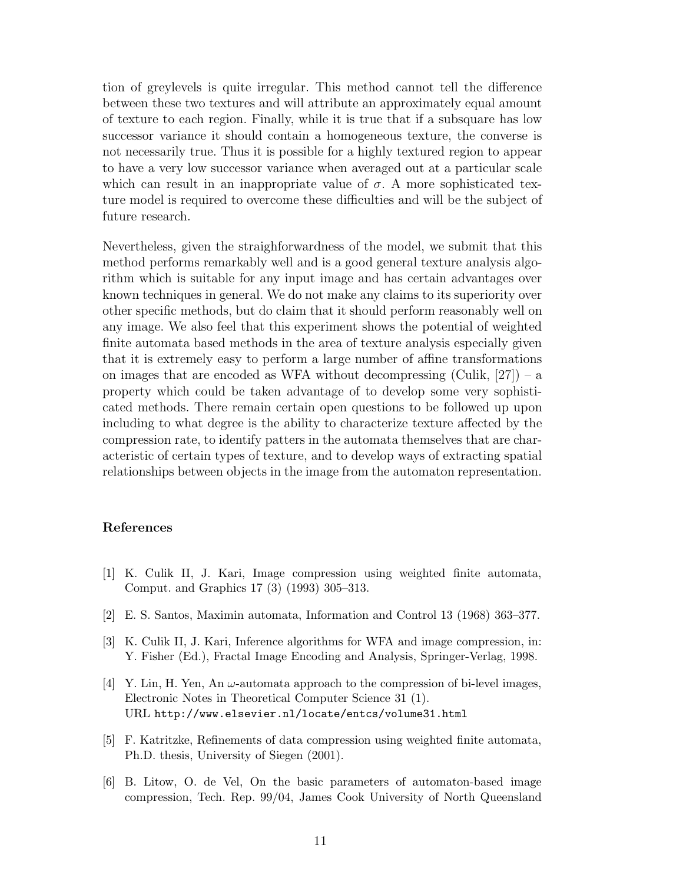tion of greylevels is quite irregular. This method cannot tell the difference between these two textures and will attribute an approximately equal amount of texture to each region. Finally, while it is true that if a subsquare has low successor variance it should contain a homogeneous texture, the converse is not necessarily true. Thus it is possible for a highly textured region to appear to have a very low successor variance when averaged out at a particular scale which can result in an inappropriate value of $\sigma$. A more sophisticated texture model is required to overcome these difficulties and will be the subject of future research.

Nevertheless, given the straighforwardness of the model, we submit that this method performs remarkably well and is a good general texture analysis algorithm which is suitable for any input image and has certain advantages over known techniques in general. We do not make any claims to its superiority over other specific methods, but do claim that it should perform reasonably well on any image. We also feel that this experiment shows the potential of weighted finite automata based methods in the area of texture analysis especially given that it is extremely easy to perform a large number of affine transformations on images that are encoded as WFA without decompressing (Culik, [27]) – a property which could be taken advantage of to develop some very sophisticated methods. There remain certain open questions to be followed up upon including to what degree is the ability to characterize texture affected by the compression rate, to identify patters in the automata themselves that are characteristic of certain types of texture, and to develop ways of extracting spatial relationships between objects in the image from the automaton representation.

## References

[1] K. Culik II, J. Kari, Image compression using weighted finite automata, Comput. and Graphics 17 (3) (1993) 305–313.

[2] E. S. Santos, Maximin automata, Information and Control 13 (1968) 363–377.

[3] K. Culik II, J. Kari, Inference algorithms for WFA and image compression, in: Y. Fisher (Ed.), Fractal Image Encoding and Analysis, Springer-Verlag, 1998.

[4] Y. Lin, H. Yen, An $\omega$-automata approach to the compression of bi-level images, Electronic Notes in Theoretical Computer Science 31 (1). URL http://www.elsevier.nl/locate/entcs/volume31.html

[5] F. Katritzke, Refinements of data compression using weighted finite automata, Ph.D. thesis, University of Siegen (2001).

[6] B. Litow, O. de Vel, On the basic parameters of automaton-based image compression, Tech. Rep. 99/04, James Cook University of North Queensland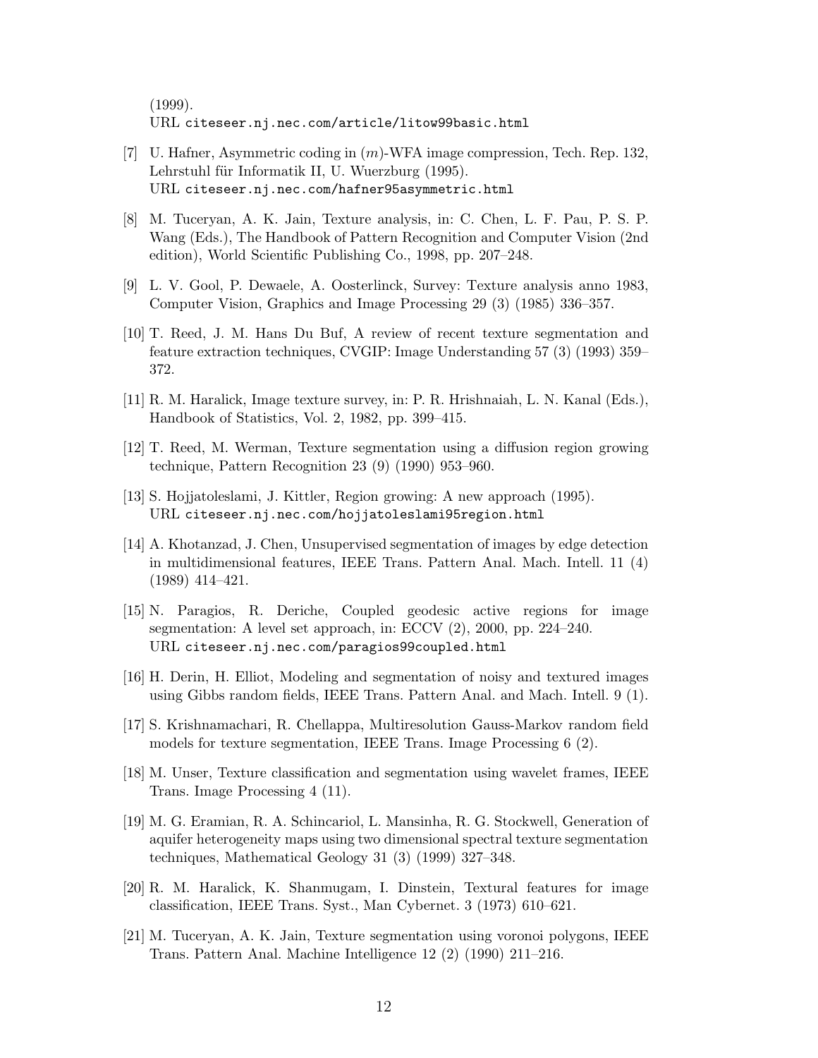(1999).
URL citeseer.nj.nec.com/article/litow99basic.html

[7] U. Hafner, Asymmetric coding in $(m)$-WFA image compression, Tech. Rep. 132, Lehrstuhl für Informatik II, U. Wuerzburg (1995).
URL citeseer.nj.nec.com/hafner95asymmetric.html

[8] M. Tuceryan, A. K. Jain, Texture analysis, in: C. Chen, L. F. Pau, P. S. P. Wang (Eds.), The Handbook of Pattern Recognition and Computer Vision (2nd edition), World Scientific Publishing Co., 1998, pp. 207–248.

[9] L. V. Gool, P. Dewaele, A. Oosterlinck, Survey: Texture analysis anno 1983, Computer Vision, Graphics and Image Processing 29 (3) (1985) 336–357.

[10] T. Reed, J. M. Hans Du Buf, A review of recent texture segmentation and feature extraction techniques, CVGIP: Image Understanding 57 (3) (1993) 359–372.

[11] R. M. Haralick, Image texture survey, in: P. R. Hrishnaiah, L. N. Kanal (Eds.), Handbook of Statistics, Vol. 2, 1982, pp. 399–415.

[12] T. Reed, M. Werman, Texture segmentation using a diffusion region growing technique, Pattern Recognition 23 (9) (1990) 953–960.

[13] S. Hojjatoleslami, J. Kittler, Region growing: A new approach (1995).
URL citeseer.nj.nec.com/hojjatoleslami95region.html

[14] A. Khotanzad, J. Chen, Unsupervised segmentation of images by edge detection in multidimensional features, IEEE Trans. Pattern Anal. Mach. Intell. 11 (4) (1989) 414–421.

[15] N. Paragios, R. Deriche, Coupled geodesic active regions for image segmentation: A level set approach, in: ECCV (2), 2000, pp. 224–240.
URL citeseer.nj.nec.com/paragios99coupled.html

[16] H. Derin, H. Elliot, Modeling and segmentation of noisy and textured images using Gibbs random fields, IEEE Trans. Pattern Anal. and Mach. Intell. 9 (1).

[17] S. Krishnamachari, R. Chellappa, Multiresolution Gauss-Markov random field models for texture segmentation, IEEE Trans. Image Processing 6 (2).

[18] M. Unser, Texture classification and segmentation using wavelet frames, IEEE Trans. Image Processing 4 (11).

[19] M. G. Eramian, R. A. Schincariol, L. Mansinha, R. G. Stockwell, Generation of aquifer heterogeneity maps using two dimensional spectral texture segmentation techniques, Mathematical Geology 31 (3) (1999) 327–348.

[20] R. M. Haralick, K. Shanmugam, I. Dinstein, Textural features for image classification, IEEE Trans. Syst., Man Cybernet. 3 (1973) 610–621.

[21] M. Tuceryan, A. K. Jain, Texture segmentation using voronoi polygons, IEEE Trans. Pattern Anal. Machine Intelligence 12 (2) (1990) 211–216.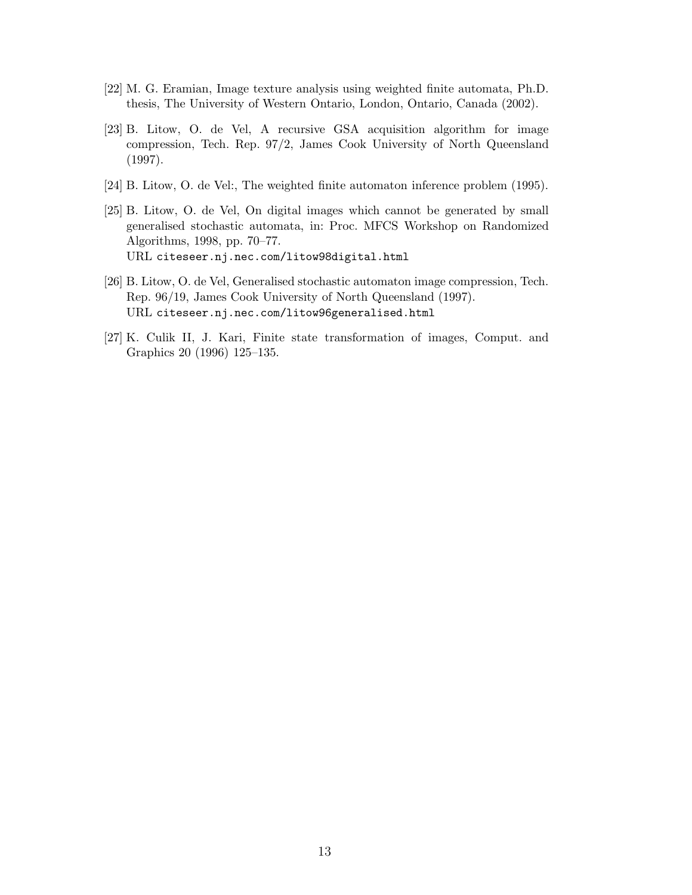[22] M. G. Eramian, Image texture analysis using weighted finite automata, Ph.D. thesis, The University of Western Ontario, London, Ontario, Canada (2002).

[23] B. Litow, O. de Vel, A recursive GSA acquisition algorithm for image compression, Tech. Rep. 97/2, James Cook University of North Queensland (1997).

[24] B. Litow, O. de Vel:, The weighted finite automaton inference problem (1995).

[25] B. Litow, O. de Vel, On digital images which cannot be generated by small generalised stochastic automata, in: Proc. MFCS Workshop on Randomized Algorithms, 1998, pp. 70–77.
URL `citeseer.nj.nec.com/litow98digital.html`

[26] B. Litow, O. de Vel, Generalised stochastic automaton image compression, Tech. Rep. 96/19, James Cook University of North Queensland (1997).
URL `citeseer.nj.nec.com/litow96generalised.html`

[27] K. Culik II, J. Kari, Finite state transformation of images, Comput. and Graphics 20 (1996) 125–135.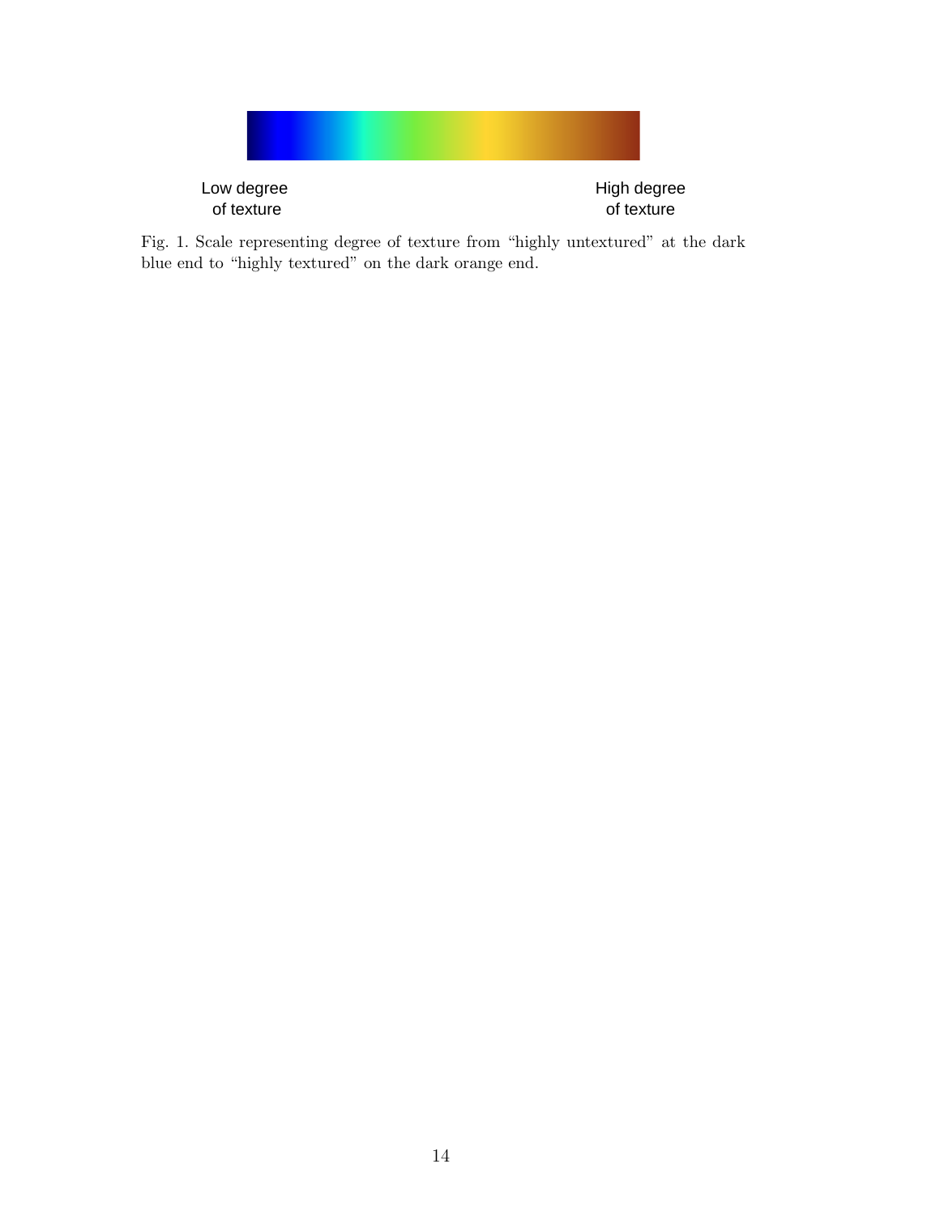Low degree of texture

High degree of texture

Fig. 1. Scale representing degree of texture from "highly untextured" at the dark blue end to "highly textured" on the dark orange end.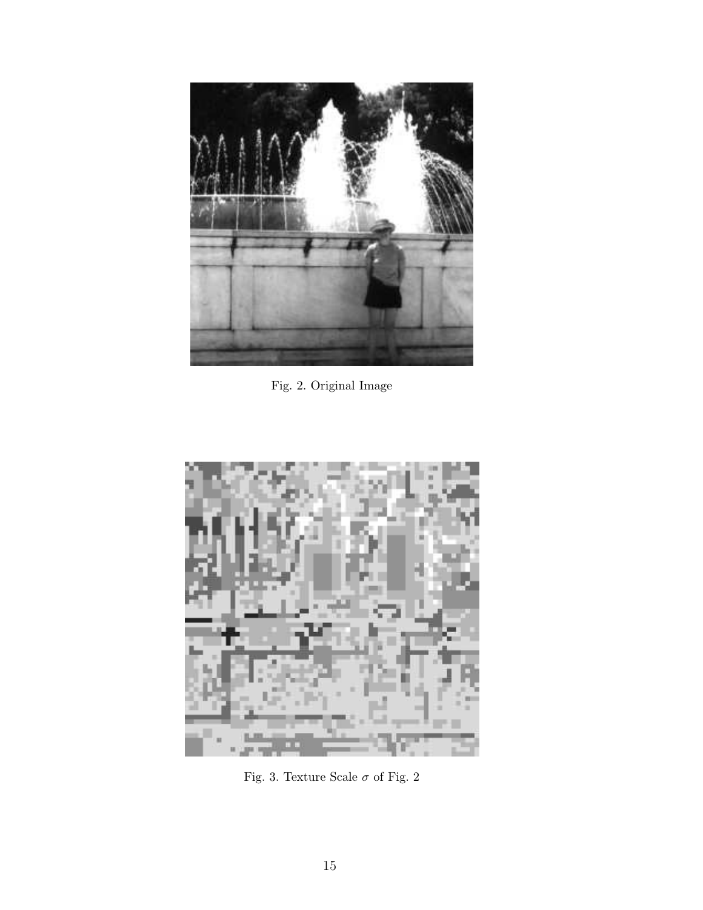Fig. 2. Original Image

Fig. 3. Texture Scale $\sigma$ of Fig. 2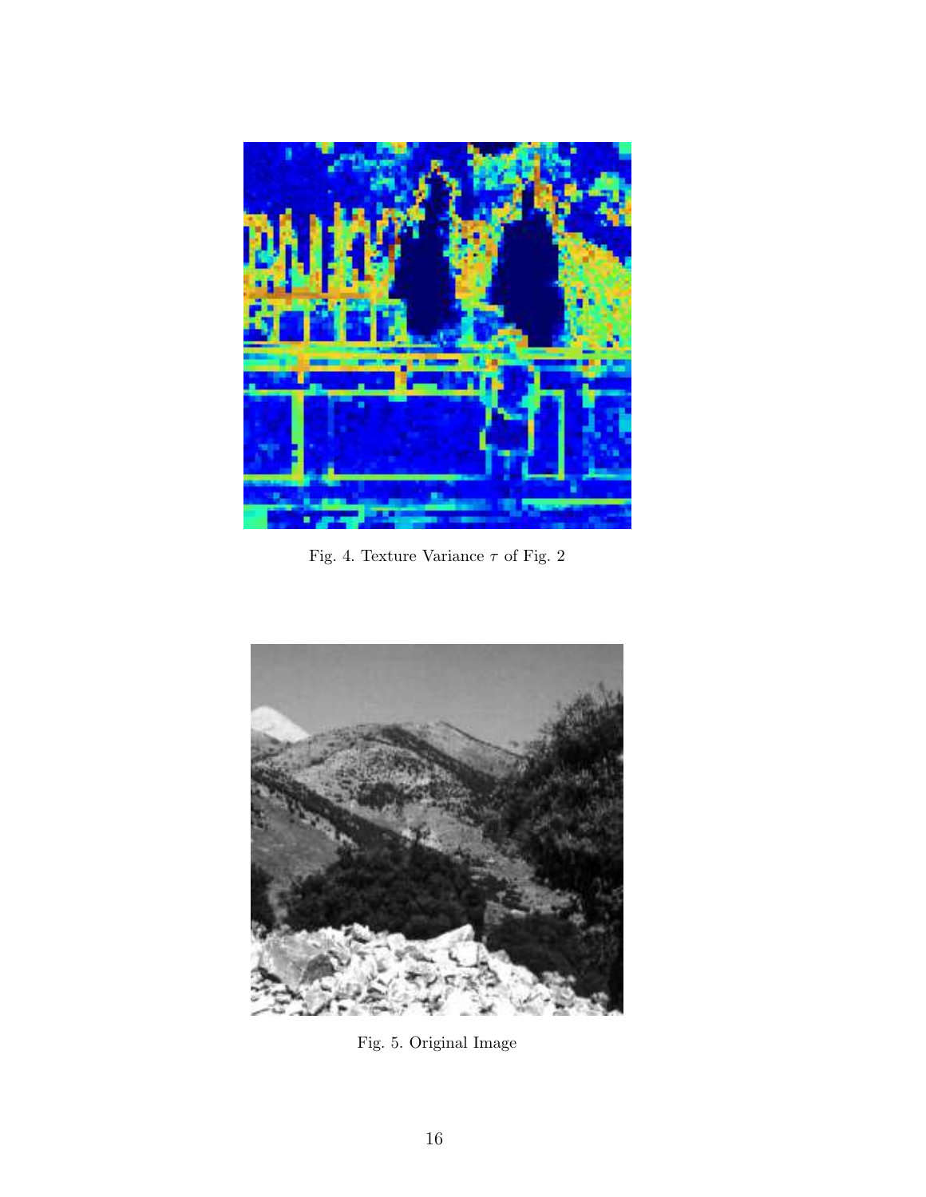Fig. 4. Texture Variance $\tau$ of Fig. 2

Fig. 5. Original Image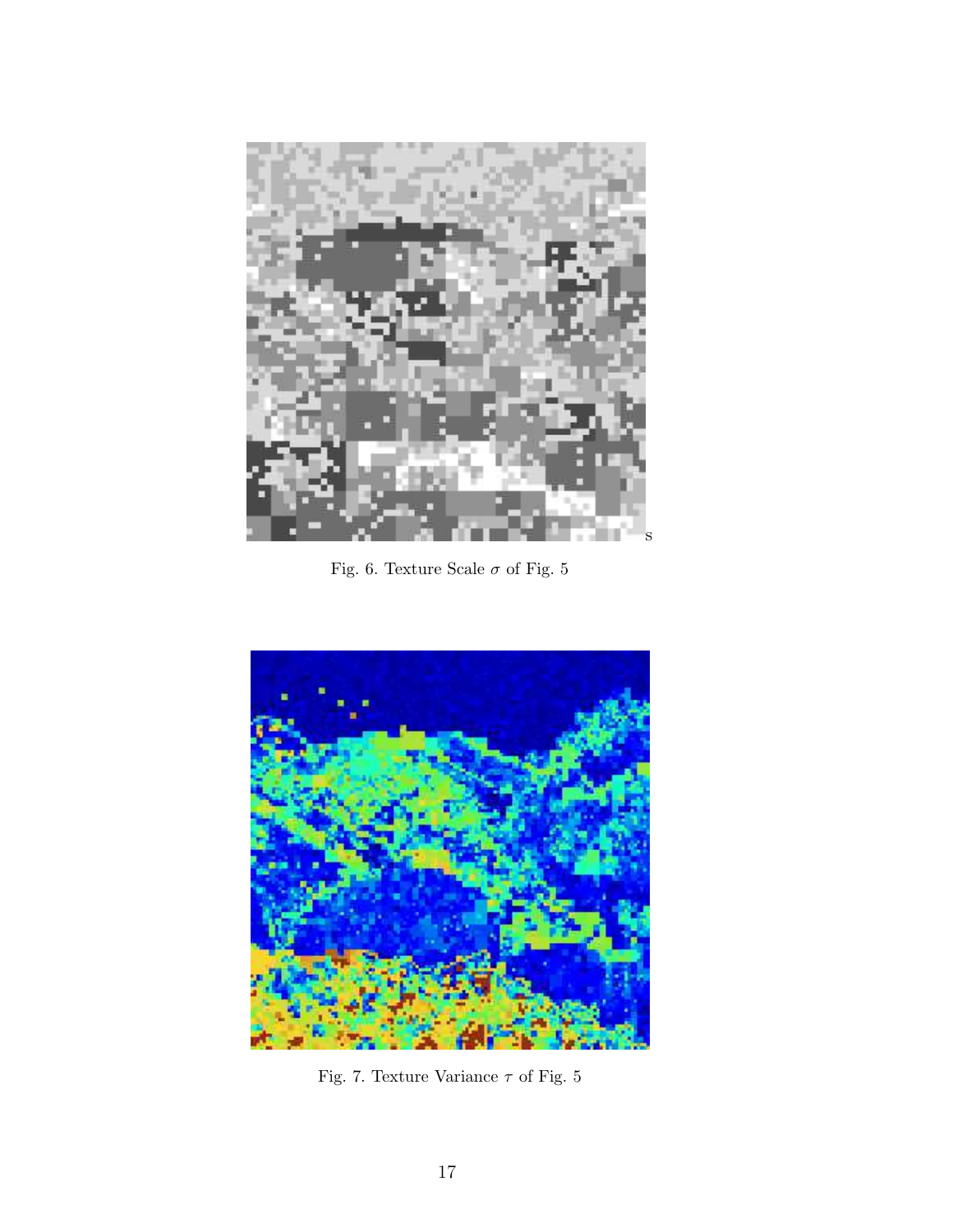s

Fig. 6. Texture Scale $\sigma$ of Fig. 5

Fig. 7. Texture Variance $\tau$ of Fig. 5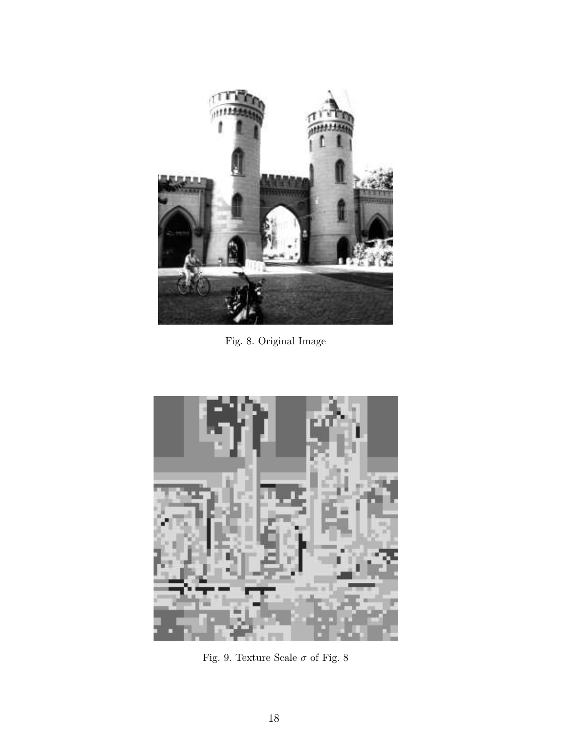Fig. 8. Original Image

Fig. 9. Texture Scale $\sigma$ of Fig. 8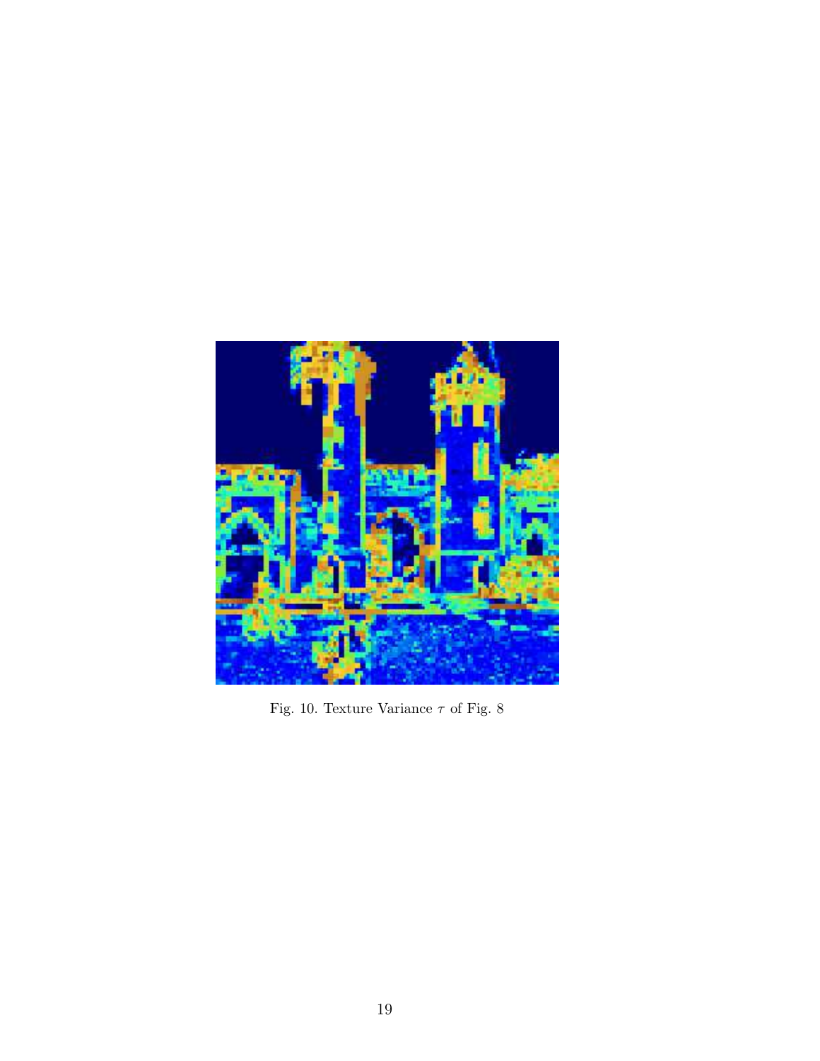Fig. 10. Texture Variance $\tau$ of Fig. 8